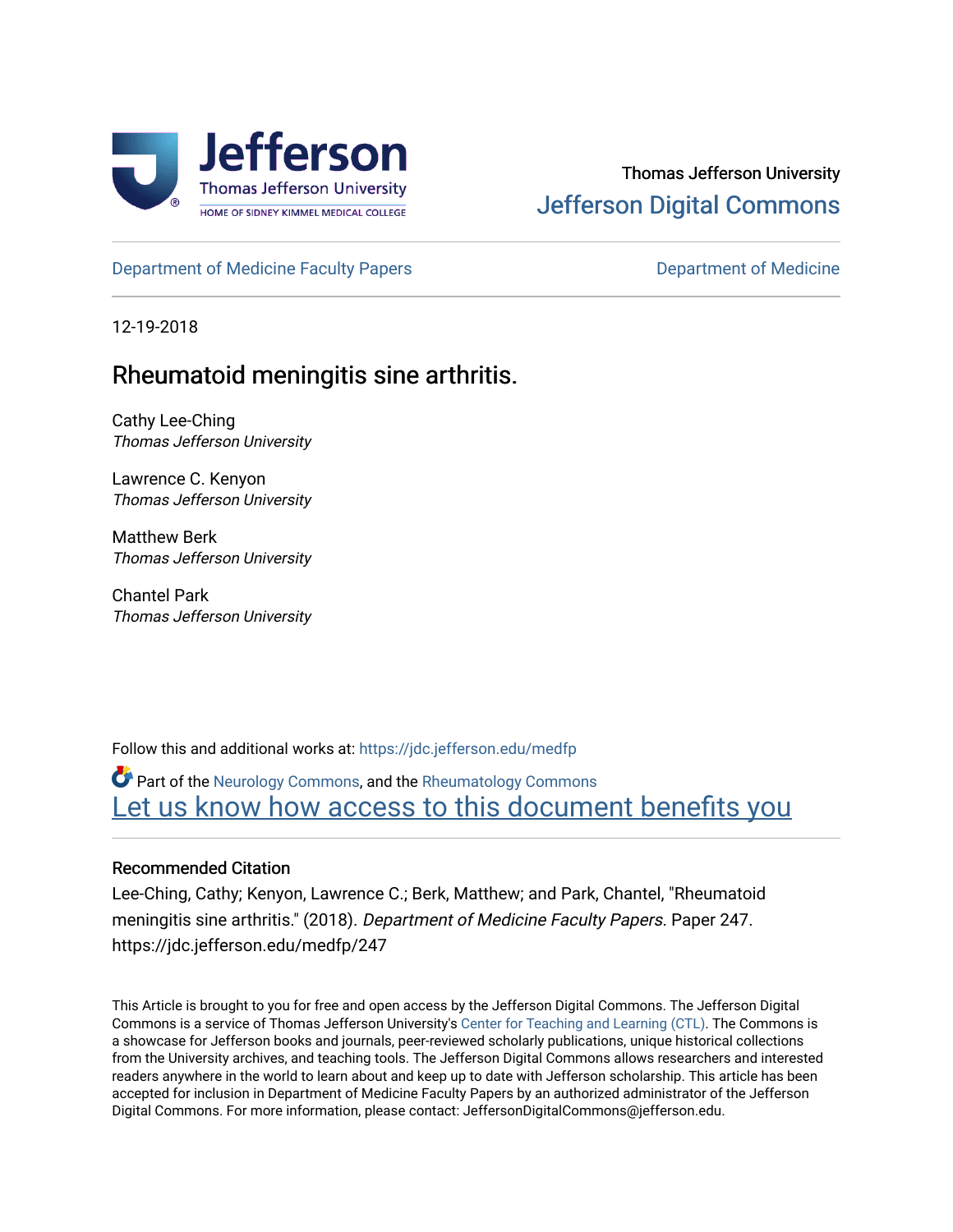Thomas Jefferson University

Jefferson Digital Commons

Department of Medicine Faculty Papers | Department of Medicine

12-19-2018

# Rheumatoid meningitis sine arthritis.

Cathy Lee-Ching
*Thomas Jefferson University*

Lawrence C. Kenyon
*Thomas Jefferson University*

Matthew Berk
*Thomas Jefferson University*

Chantel Park
*Thomas Jefferson University*

Follow this and additional works at: https://jdc.jefferson.edu/medfp

Part of the Neurology Commons, and the Rheumatology Commons

Let us know how access to this document benefits you

## Recommended Citation

Lee-Ching, Cathy; Kenyon, Lawrence C.; Berk, Matthew; and Park, Chantel, "Rheumatoid meningitis sine arthritis." (2018). *Department of Medicine Faculty Papers.* Paper 247.
https://jdc.jefferson.edu/medfp/247

This Article is brought to you for free and open access by the Jefferson Digital Commons. The Jefferson Digital Commons is a service of Thomas Jefferson University's Center for Teaching and Learning (CTL). The Commons is a showcase for Jefferson books and journals, peer-reviewed scholarly publications, unique historical collections from the University archives, and teaching tools. The Jefferson Digital Commons allows researchers and interested readers anywhere in the world to learn about and keep up to date with Jefferson scholarship. This article has been accepted for inclusion in Department of Medicine Faculty Papers by an authorized administrator of the Jefferson Digital Commons. For more information, please contact: JeffersonDigitalCommons@jefferson.edu.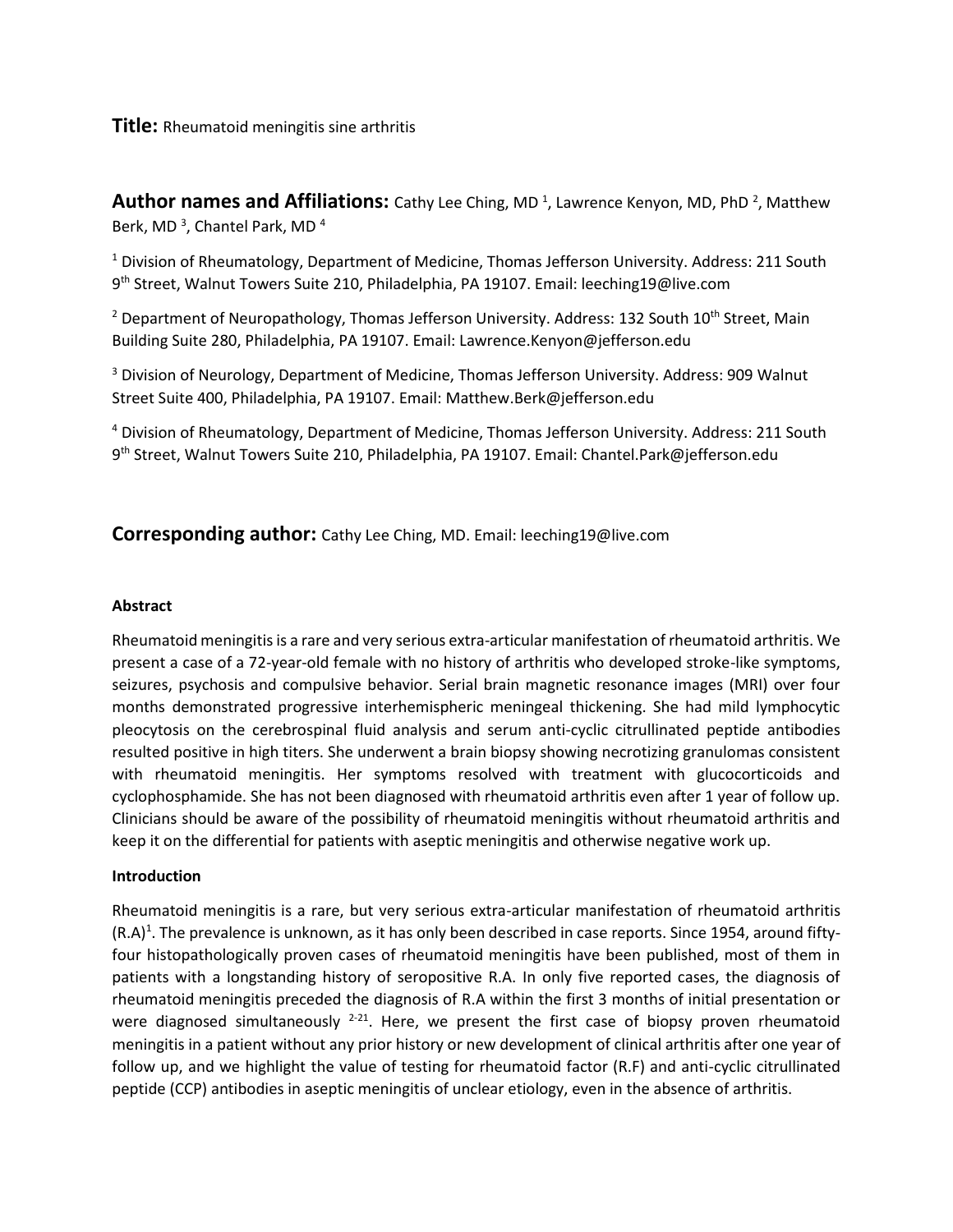**Title:** Rheumatoid meningitis sine arthritis

**Author names and Affiliations:** Cathy Lee Ching, MD [1], Lawrence Kenyon, MD, PhD [2], Matthew Berk, MD [3], Chantel Park, MD [4]

[1] Division of Rheumatology, Department of Medicine, Thomas Jefferson University. Address: 211 South 9th Street, Walnut Towers Suite 210, Philadelphia, PA 19107. Email: leeching19@live.com

[2] Department of Neuropathology, Thomas Jefferson University. Address: 132 South 10th Street, Main Building Suite 280, Philadelphia, PA 19107. Email: Lawrence.Kenyon@jefferson.edu

[3] Division of Neurology, Department of Medicine, Thomas Jefferson University. Address: 909 Walnut Street Suite 400, Philadelphia, PA 19107. Email: Matthew.Berk@jefferson.edu

[4] Division of Rheumatology, Department of Medicine, Thomas Jefferson University. Address: 211 South 9th Street, Walnut Towers Suite 210, Philadelphia, PA 19107. Email: Chantel.Park@jefferson.edu

**Corresponding author:** Cathy Lee Ching, MD. Email: leeching19@live.com

**Abstract**

Rheumatoid meningitis is a rare and very serious extra-articular manifestation of rheumatoid arthritis. We present a case of a 72-year-old female with no history of arthritis who developed stroke-like symptoms, seizures, psychosis and compulsive behavior. Serial brain magnetic resonance images (MRI) over four months demonstrated progressive interhemispheric meningeal thickening. She had mild lymphocytic pleocytosis on the cerebrospinal fluid analysis and serum anti-cyclic citrullinated peptide antibodies resulted positive in high titers. She underwent a brain biopsy showing necrotizing granulomas consistent with rheumatoid meningitis. Her symptoms resolved with treatment with glucocorticoids and cyclophosphamide. She has not been diagnosed with rheumatoid arthritis even after 1 year of follow up. Clinicians should be aware of the possibility of rheumatoid meningitis without rheumatoid arthritis and keep it on the differential for patients with aseptic meningitis and otherwise negative work up.

**Introduction**

Rheumatoid meningitis is a rare, but very serious extra-articular manifestation of rheumatoid arthritis (R.A)[1]. The prevalence is unknown, as it has only been described in case reports. Since 1954, around fifty-four histopathologically proven cases of rheumatoid meningitis have been published, most of them in patients with a longstanding history of seropositive R.A. In only five reported cases, the diagnosis of rheumatoid meningitis preceded the diagnosis of R.A within the first 3 months of initial presentation or were diagnosed simultaneously [2-21]. Here, we present the first case of biopsy proven rheumatoid meningitis in a patient without any prior history or new development of clinical arthritis after one year of follow up, and we highlight the value of testing for rheumatoid factor (R.F) and anti-cyclic citrullinated peptide (CCP) antibodies in aseptic meningitis of unclear etiology, even in the absence of arthritis.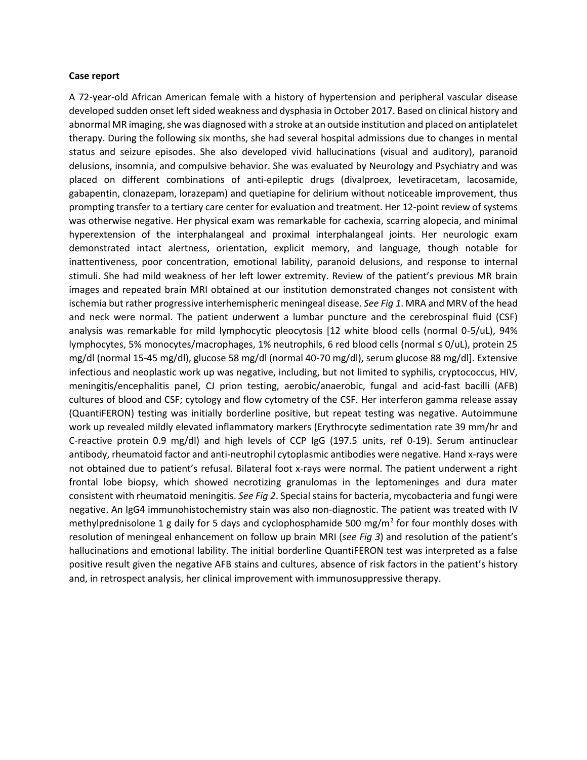**Case report**

A 72-year-old African American female with a history of hypertension and peripheral vascular disease developed sudden onset left sided weakness and dysphasia in October 2017. Based on clinical history and abnormal MR imaging, she was diagnosed with a stroke at an outside institution and placed on antiplatelet therapy. During the following six months, she had several hospital admissions due to changes in mental status and seizure episodes. She also developed vivid hallucinations (visual and auditory), paranoid delusions, insomnia, and compulsive behavior. She was evaluated by Neurology and Psychiatry and was placed on different combinations of anti-epileptic drugs (divalproex, levetiracetam, lacosamide, gabapentin, clonazepam, lorazepam) and quetiapine for delirium without noticeable improvement, thus prompting transfer to a tertiary care center for evaluation and treatment. Her 12-point review of systems was otherwise negative. Her physical exam was remarkable for cachexia, scarring alopecia, and minimal hyperextension of the interphalangeal and proximal interphalangeal joints. Her neurologic exam demonstrated intact alertness, orientation, explicit memory, and language, though notable for inattentiveness, poor concentration, emotional lability, paranoid delusions, and response to internal stimuli. She had mild weakness of her left lower extremity. Review of the patient's previous MR brain images and repeated brain MRI obtained at our institution demonstrated changes not consistent with ischemia but rather progressive interhemispheric meningeal disease. *See Fig 1*. MRA and MRV of the head and neck were normal. The patient underwent a lumbar puncture and the cerebrospinal fluid (CSF) analysis was remarkable for mild lymphocytic pleocytosis [12 white blood cells (normal 0-5/uL), 94% lymphocytes, 5% monocytes/macrophages, 1% neutrophils, 6 red blood cells (normal ≤ 0/uL), protein 25 mg/dl (normal 15-45 mg/dl), glucose 58 mg/dl (normal 40-70 mg/dl), serum glucose 88 mg/dl]. Extensive infectious and neoplastic work up was negative, including, but not limited to syphilis, cryptococcus, HIV, meningitis/encephalitis panel, CJ prion testing, aerobic/anaerobic, fungal and acid-fast bacilli (AFB) cultures of blood and CSF; cytology and flow cytometry of the CSF. Her interferon gamma release assay (QuantiFERON) testing was initially borderline positive, but repeat testing was negative. Autoimmune work up revealed mildly elevated inflammatory markers (Erythrocyte sedimentation rate 39 mm/hr and C-reactive protein 0.9 mg/dl) and high levels of CCP IgG (197.5 units, ref 0-19). Serum antinuclear antibody, rheumatoid factor and anti-neutrophil cytoplasmic antibodies were negative. Hand x-rays were not obtained due to patient's refusal. Bilateral foot x-rays were normal. The patient underwent a right frontal lobe biopsy, which showed necrotizing granulomas in the leptomeninges and dura mater consistent with rheumatoid meningitis. *See Fig 2*. Special stains for bacteria, mycobacteria and fungi were negative. An IgG4 immunohistochemistry stain was also non-diagnostic. The patient was treated with IV methylprednisolone 1 g daily for 5 days and cyclophosphamide 500 mg/m$^2$ for four monthly doses with resolution of meningeal enhancement on follow up brain MRI (*see Fig 3*) and resolution of the patient's hallucinations and emotional lability. The initial borderline QuantiFERON test was interpreted as a false positive result given the negative AFB stains and cultures, absence of risk factors in the patient's history and, in retrospect analysis, her clinical improvement with immunosuppressive therapy.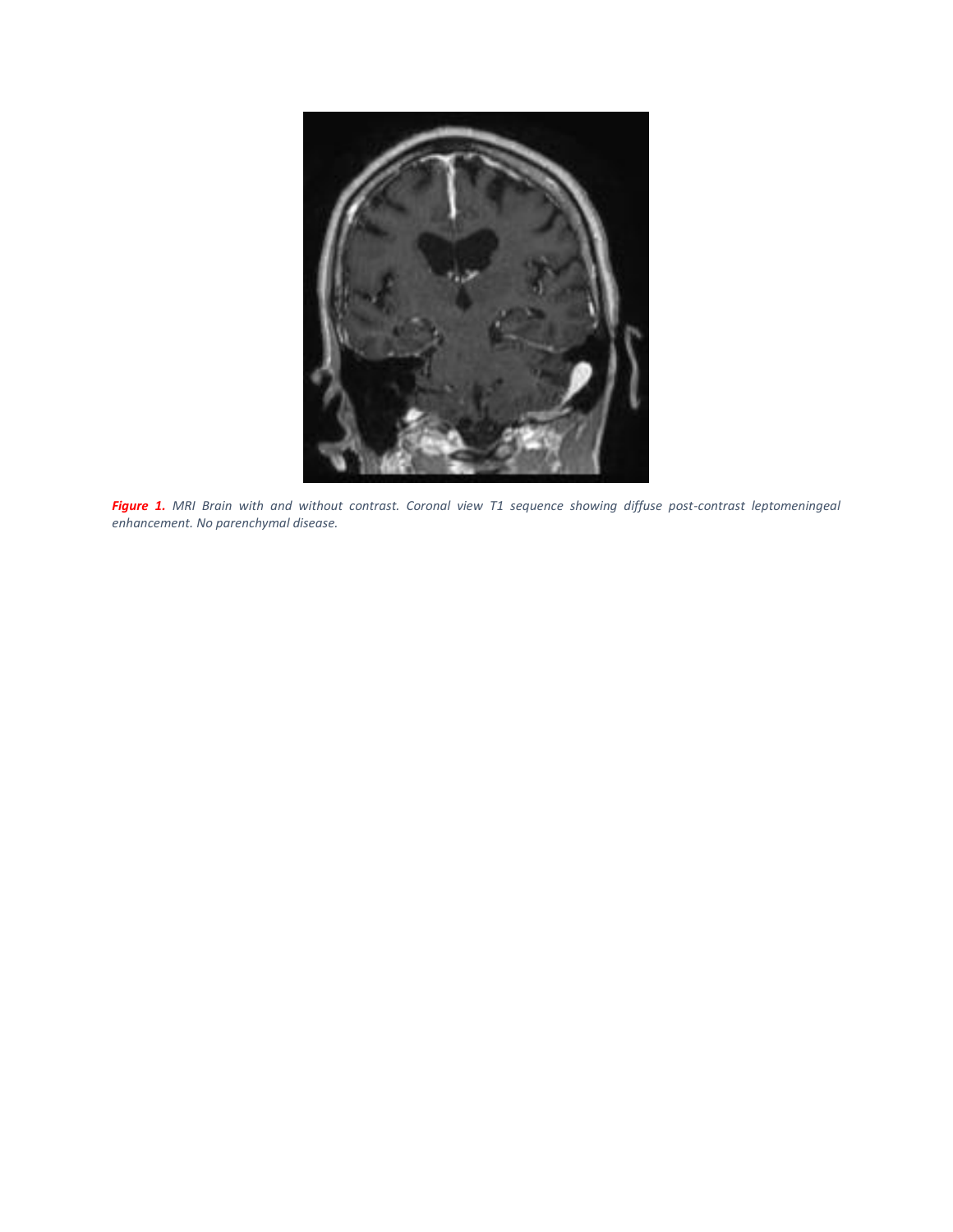***Figure 1.*** *MRI Brain with and without contrast. Coronal view T1 sequence showing diffuse post-contrast leptomeningeal enhancement. No parenchymal disease.*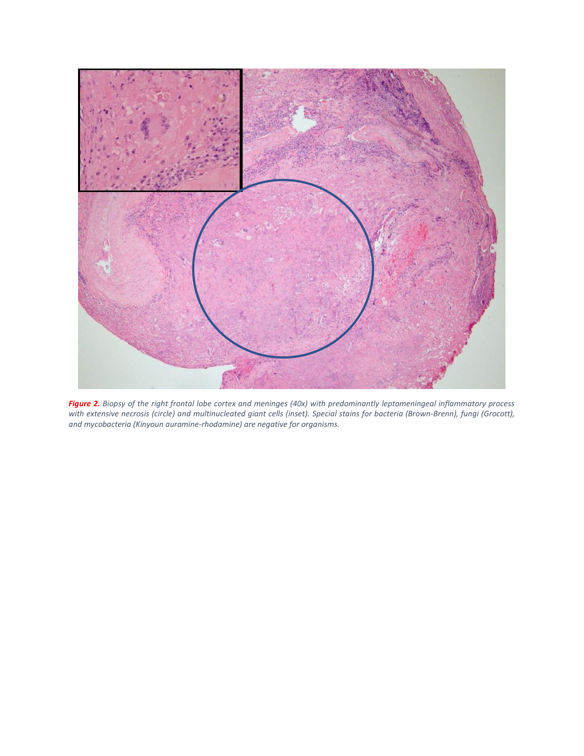***Figure 2.*** *Biopsy of the right frontal lobe cortex and meninges (40x) with predominantly leptomeningeal inflammatory process with extensive necrosis (circle) and multinucleated giant cells (inset). Special stains for bacteria (Brown-Brenn), fungi (Grocott), and mycobacteria (Kinyoun auramine-rhodamine) are negative for organisms.*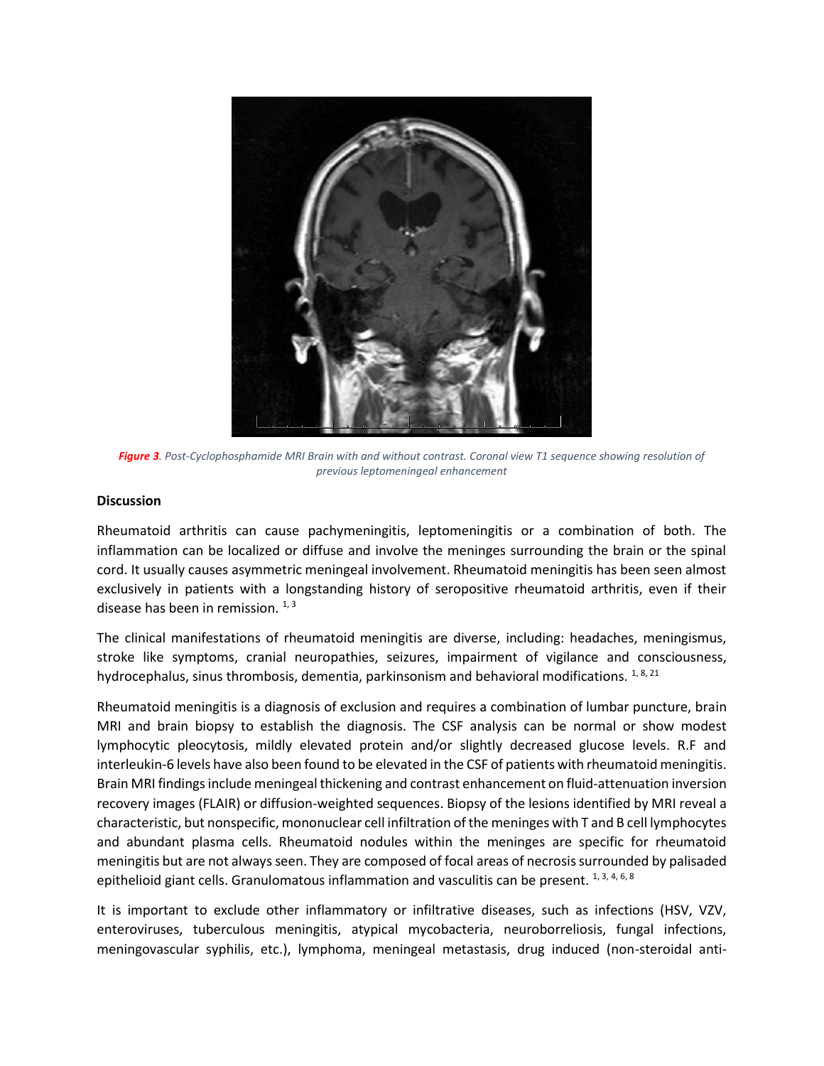*Figure 3. Post-Cyclophosphamide MRI Brain with and without contrast. Coronal view T1 sequence showing resolution of previous leptomeningeal enhancement*

### Discussion

Rheumatoid arthritis can cause pachymeningitis, leptomeningitis or a combination of both. The inflammation can be localized or diffuse and involve the meninges surrounding the brain or the spinal cord. It usually causes asymmetric meningeal involvement. Rheumatoid meningitis has been seen almost exclusively in patients with a longstanding history of seropositive rheumatoid arthritis, even if their disease has been in remission. [1, 3]

The clinical manifestations of rheumatoid meningitis are diverse, including: headaches, meningismus, stroke like symptoms, cranial neuropathies, seizures, impairment of vigilance and consciousness, hydrocephalus, sinus thrombosis, dementia, parkinsonism and behavioral modifications. [1, 8, 21]

Rheumatoid meningitis is a diagnosis of exclusion and requires a combination of lumbar puncture, brain MRI and brain biopsy to establish the diagnosis. The CSF analysis can be normal or show modest lymphocytic pleocytosis, mildly elevated protein and/or slightly decreased glucose levels. R.F and interleukin-6 levels have also been found to be elevated in the CSF of patients with rheumatoid meningitis. Brain MRI findings include meningeal thickening and contrast enhancement on fluid-attenuation inversion recovery images (FLAIR) or diffusion-weighted sequences. Biopsy of the lesions identified by MRI reveal a characteristic, but nonspecific, mononuclear cell infiltration of the meninges with T and B cell lymphocytes and abundant plasma cells. Rheumatoid nodules within the meninges are specific for rheumatoid meningitis but are not always seen. They are composed of focal areas of necrosis surrounded by palisaded epithelioid giant cells. Granulomatous inflammation and vasculitis can be present. [1, 3, 4, 6, 8]

It is important to exclude other inflammatory or infiltrative diseases, such as infections (HSV, VZV, enteroviruses, tuberculous meningitis, atypical mycobacteria, neuroborreliosis, fungal infections, meningovascular syphilis, etc.), lymphoma, meningeal metastasis, drug induced (non-steroidal anti-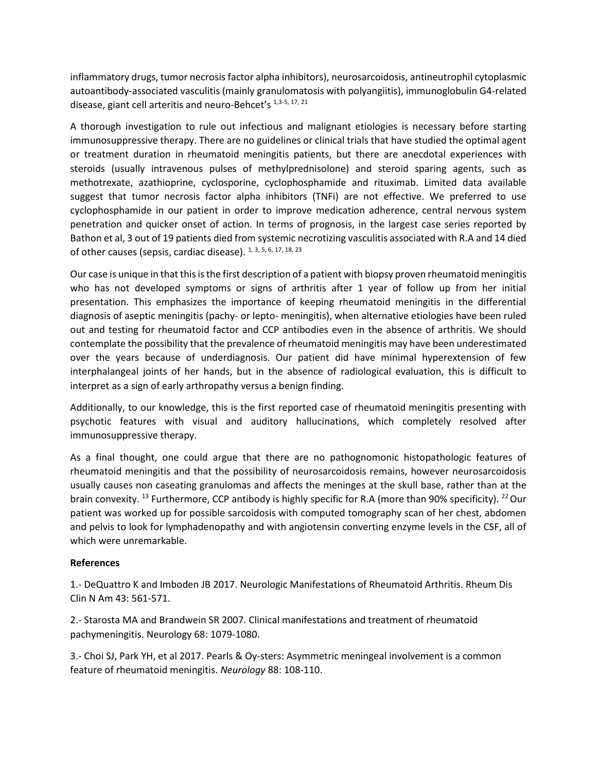inflammatory drugs, tumor necrosis factor alpha inhibitors), neurosarcoidosis, antineutrophil cytoplasmic autoantibody-associated vasculitis (mainly granulomatosis with polyangiitis), immunoglobulin G4-related disease, giant cell arteritis and neuro-Behcet's [1,3-5, 17, 21]

A thorough investigation to rule out infectious and malignant etiologies is necessary before starting immunosuppressive therapy. There are no guidelines or clinical trials that have studied the optimal agent or treatment duration in rheumatoid meningitis patients, but there are anecdotal experiences with steroids (usually intravenous pulses of methylprednisolone) and steroid sparing agents, such as methotrexate, azathioprine, cyclosporine, cyclophosphamide and rituximab. Limited data available suggest that tumor necrosis factor alpha inhibitors (TNFi) are not effective. We preferred to use cyclophosphamide in our patient in order to improve medication adherence, central nervous system penetration and quicker onset of action. In terms of prognosis, in the largest case series reported by Bathon et al, 3 out of 19 patients died from systemic necrotizing vasculitis associated with R.A and 14 died of other causes (sepsis, cardiac disease). [1, 3, 5, 6, 17, 18, 23]

Our case is unique in that this is the first description of a patient with biopsy proven rheumatoid meningitis who has not developed symptoms or signs of arthritis after 1 year of follow up from her initial presentation. This emphasizes the importance of keeping rheumatoid meningitis in the differential diagnosis of aseptic meningitis (pachy- or lepto- meningitis), when alternative etiologies have been ruled out and testing for rheumatoid factor and CCP antibodies even in the absence of arthritis. We should contemplate the possibility that the prevalence of rheumatoid meningitis may have been underestimated over the years because of underdiagnosis. Our patient did have minimal hyperextension of few interphalangeal joints of her hands, but in the absence of radiological evaluation, this is difficult to interpret as a sign of early arthropathy versus a benign finding.

Additionally, to our knowledge, this is the first reported case of rheumatoid meningitis presenting with psychotic features with visual and auditory hallucinations, which completely resolved after immunosuppressive therapy.

As a final thought, one could argue that there are no pathognomonic histopathologic features of rheumatoid meningitis and that the possibility of neurosarcoidosis remains, however neurosarcoidosis usually causes non caseating granulomas and affects the meninges at the skull base, rather than at the brain convexity. [13] Furthermore, CCP antibody is highly specific for R.A (more than 90% specificity). [22] Our patient was worked up for possible sarcoidosis with computed tomography scan of her chest, abdomen and pelvis to look for lymphadenopathy and with angiotensin converting enzyme levels in the CSF, all of which were unremarkable.

**References**

1.- DeQuattro K and Imboden JB 2017. Neurologic Manifestations of Rheumatoid Arthritis. Rheum Dis Clin N Am 43: 561-571.

2.- Starosta MA and Brandwein SR 2007. Clinical manifestations and treatment of rheumatoid pachymeningitis. Neurology 68: 1079-1080.

3.- Choi SJ, Park YH, et al 2017. Pearls & Oy-sters: Asymmetric meningeal involvement is a common feature of rheumatoid meningitis. *Neurology* 88: 108-110.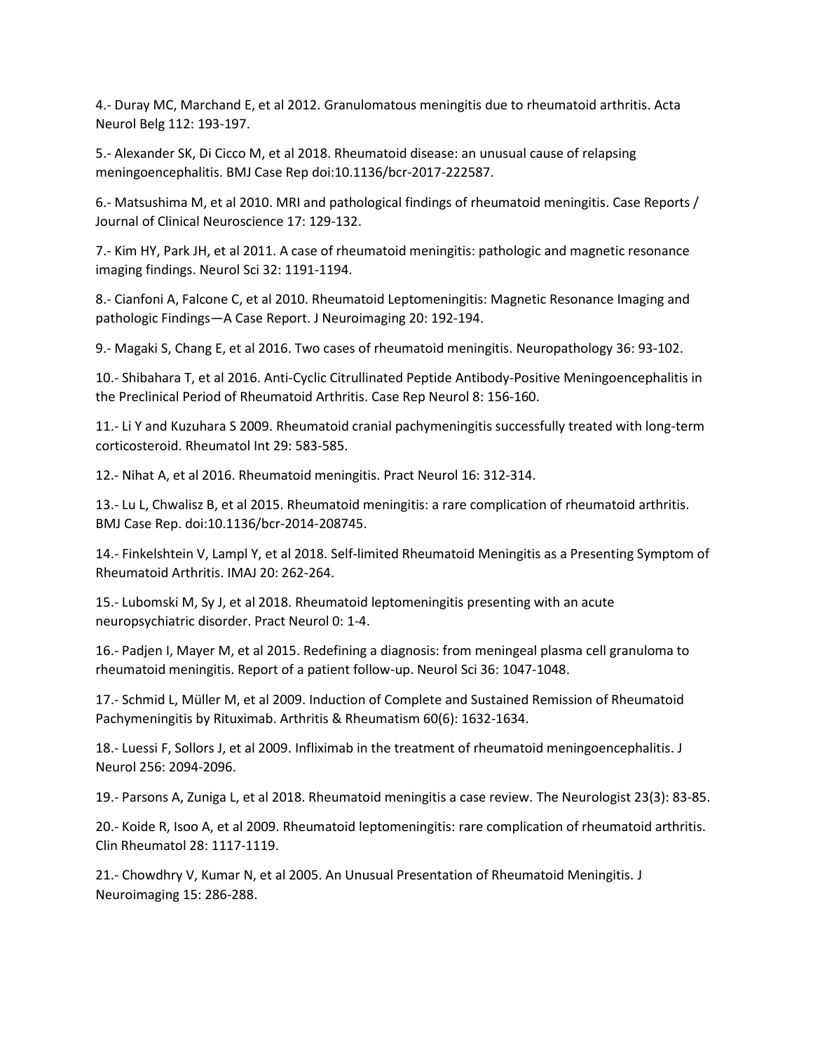4.- Duray MC, Marchand E, et al 2012. Granulomatous meningitis due to rheumatoid arthritis. Acta Neurol Belg 112: 193-197.

5.- Alexander SK, Di Cicco M, et al 2018. Rheumatoid disease: an unusual cause of relapsing meningoencephalitis. BMJ Case Rep doi:10.1136/bcr-2017-222587.

6.- Matsushima M, et al 2010. MRI and pathological findings of rheumatoid meningitis. Case Reports / Journal of Clinical Neuroscience 17: 129-132.

7.- Kim HY, Park JH, et al 2011. A case of rheumatoid meningitis: pathologic and magnetic resonance imaging findings. Neurol Sci 32: 1191-1194.

8.- Cianfoni A, Falcone C, et al 2010. Rheumatoid Leptomeningitis: Magnetic Resonance Imaging and pathologic Findings—A Case Report. J Neuroimaging 20: 192-194.

9.- Magaki S, Chang E, et al 2016. Two cases of rheumatoid meningitis. Neuropathology 36: 93-102.

10.- Shibahara T, et al 2016. Anti-Cyclic Citrullinated Peptide Antibody-Positive Meningoencephalitis in the Preclinical Period of Rheumatoid Arthritis. Case Rep Neurol 8: 156-160.

11.- Li Y and Kuzuhara S 2009. Rheumatoid cranial pachymeningitis successfully treated with long-term corticosteroid. Rheumatol Int 29: 583-585.

12.- Nihat A, et al 2016. Rheumatoid meningitis. Pract Neurol 16: 312-314.

13.- Lu L, Chwalisz B, et al 2015. Rheumatoid meningitis: a rare complication of rheumatoid arthritis. BMJ Case Rep. doi:10.1136/bcr-2014-208745.

14.- Finkelshtein V, Lampl Y, et al 2018. Self-limited Rheumatoid Meningitis as a Presenting Symptom of Rheumatoid Arthritis. IMAJ 20: 262-264.

15.- Lubomski M, Sy J, et al 2018. Rheumatoid leptomeningitis presenting with an acute neuropsychiatric disorder. Pract Neurol 0: 1-4.

16.- Padjen I, Mayer M, et al 2015. Redefining a diagnosis: from meningeal plasma cell granuloma to rheumatoid meningitis. Report of a patient follow-up. Neurol Sci 36: 1047-1048.

17.- Schmid L, Müller M, et al 2009. Induction of Complete and Sustained Remission of Rheumatoid Pachymeningitis by Rituximab. Arthritis & Rheumatism 60(6): 1632-1634.

18.- Luessi F, Sollors J, et al 2009. Infliximab in the treatment of rheumatoid meningoencephalitis. J Neurol 256: 2094-2096.

19.- Parsons A, Zuniga L, et al 2018. Rheumatoid meningitis a case review. The Neurologist 23(3): 83-85.

20.- Koide R, Isoo A, et al 2009. Rheumatoid leptomeningitis: rare complication of rheumatoid arthritis. Clin Rheumatol 28: 1117-1119.

21.- Chowdhry V, Kumar N, et al 2005. An Unusual Presentation of Rheumatoid Meningitis. J Neuroimaging 15: 286-288.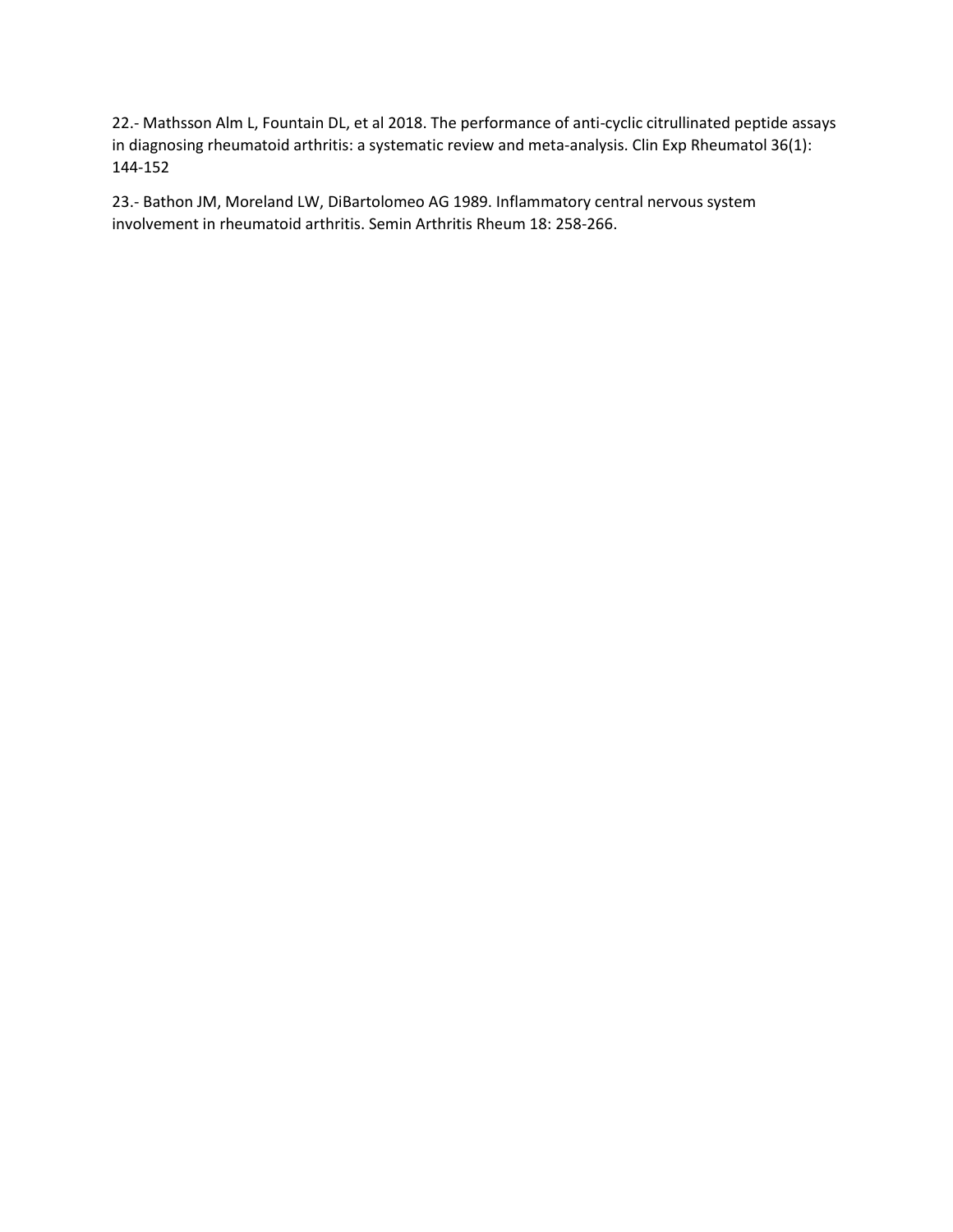22.- Mathsson Alm L, Fountain DL, et al 2018. The performance of anti-cyclic citrullinated peptide assays in diagnosing rheumatoid arthritis: a systematic review and meta-analysis. Clin Exp Rheumatol 36(1): 144-152

23.- Bathon JM, Moreland LW, DiBartolomeo AG 1989. Inflammatory central nervous system involvement in rheumatoid arthritis. Semin Arthritis Rheum 18: 258-266.